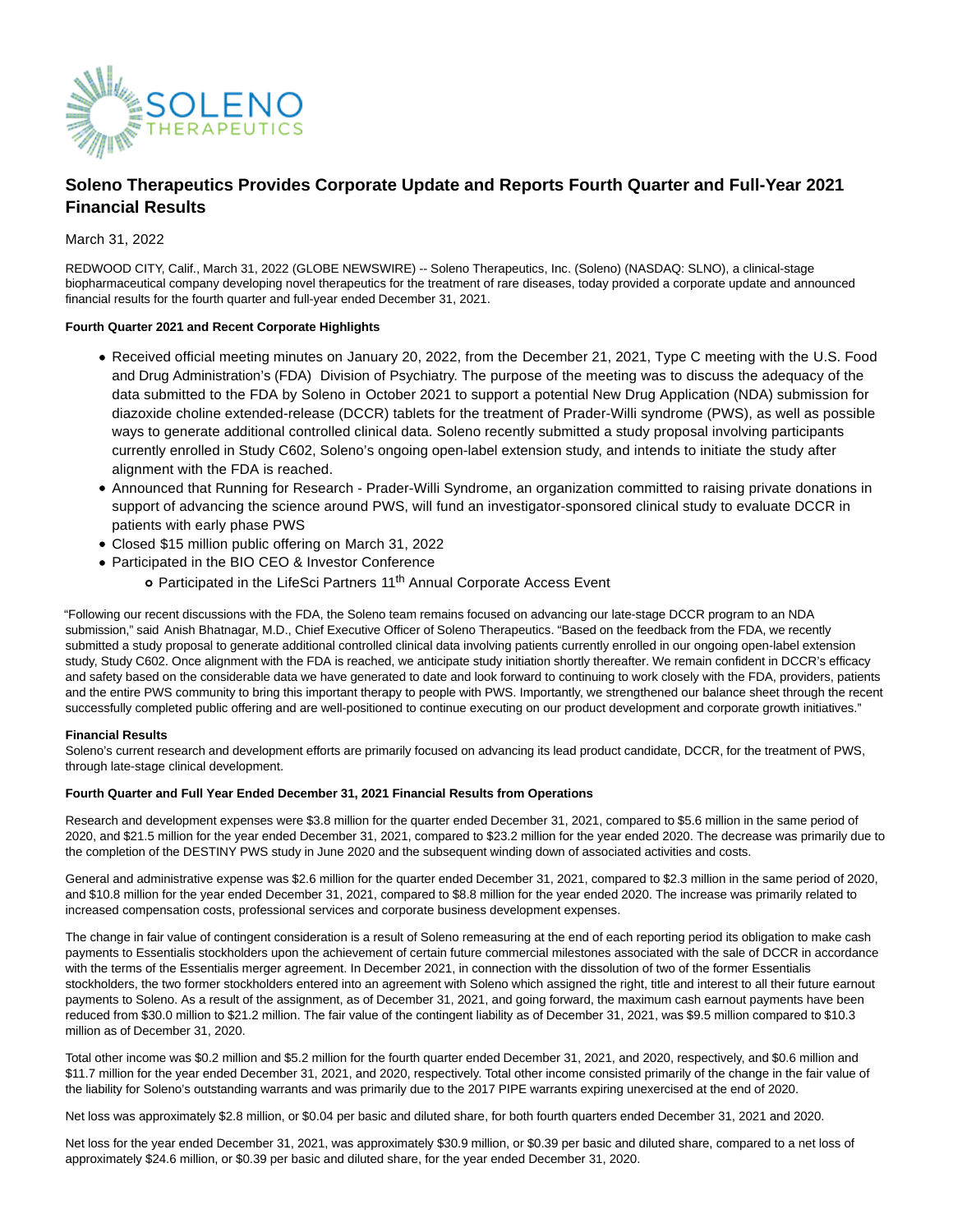# Soleno Therapeutics Provides Corporate Update and Reports Fourth Quarter and Full-Year 2021 Financial Results

March 31, 2022

REDWOOD CITY, Calif., March 31, 2022 (GLOBE NEWSWIRE) -- Soleno Therapeutics, Inc. (Soleno) (NASDAQ: SLNO), a clinical-stage biopharmaceutical company developing novel therapeutics for the treatment of rare diseases, today provided a corporate update and announced financial results for the fourth quarter and full-year ended December 31, 2021.

**Fourth Quarter 2021 and Recent Corporate Highlights**

- Received official meeting minutes on January 20, 2022, from the December 21, 2021, Type C meeting with the U.S. Food and Drug Administration's (FDA) Division of Psychiatry. The purpose of the meeting was to discuss the adequacy of the data submitted to the FDA by Soleno in October 2021 to support a potential New Drug Application (NDA) submission for diazoxide choline extended-release (DCCR) tablets for the treatment of Prader-Willi syndrome (PWS), as well as possible ways to generate additional controlled clinical data. Soleno recently submitted a study proposal involving participants currently enrolled in Study C602, Soleno's ongoing open-label extension study, and intends to initiate the study after alignment with the FDA is reached.
- Announced that Running for Research - Prader-Willi Syndrome, an organization committed to raising private donations in support of advancing the science around PWS, will fund an investigator-sponsored clinical study to evaluate DCCR in patients with early phase PWS
- Closed $15 million public offering on March 31, 2022
- Participated in the BIO CEO & Investor Conference
  - Participated in the LifeSci Partners 11th Annual Corporate Access Event

"Following our recent discussions with the FDA, the Soleno team remains focused on advancing our late-stage DCCR program to an NDA submission," said Anish Bhatnagar, M.D., Chief Executive Officer of Soleno Therapeutics. "Based on the feedback from the FDA, we recently submitted a study proposal to generate additional controlled clinical data involving patients currently enrolled in our ongoing open-label extension study, Study C602. Once alignment with the FDA is reached, we anticipate study initiation shortly thereafter. We remain confident in DCCR's efficacy and safety based on the considerable data we have generated to date and look forward to continuing to work closely with the FDA, providers, patients and the entire PWS community to bring this important therapy to people with PWS. Importantly, we strengthened our balance sheet through the recent successfully completed public offering and are well-positioned to continue executing on our product development and corporate growth initiatives."

**Financial Results**

Soleno's current research and development efforts are primarily focused on advancing its lead product candidate, DCCR, for the treatment of PWS, through late-stage clinical development.

**Fourth Quarter and Full Year Ended December 31, 2021 Financial Results from Operations**

Research and development expenses were $3.8 million for the quarter ended December 31, 2021, compared to $5.6 million in the same period of 2020, and $21.5 million for the year ended December 31, 2021, compared to $23.2 million for the year ended 2020. The decrease was primarily due to the completion of the DESTINY PWS study in June 2020 and the subsequent winding down of associated activities and costs.

General and administrative expense was $2.6 million for the quarter ended December 31, 2021, compared to $2.3 million in the same period of 2020, and $10.8 million for the year ended December 31, 2021, compared to $8.8 million for the year ended 2020. The increase was primarily related to increased compensation costs, professional services and corporate business development expenses.

The change in fair value of contingent consideration is a result of Soleno remeasuring at the end of each reporting period its obligation to make cash payments to Essentialis stockholders upon the achievement of certain future commercial milestones associated with the sale of DCCR in accordance with the terms of the Essentialis merger agreement. In December 2021, in connection with the dissolution of two of the former Essentialis stockholders, the two former stockholders entered into an agreement with Soleno which assigned the right, title and interest to all their future earnout payments to Soleno. As a result of the assignment, as of December 31, 2021, and going forward, the maximum cash earnout payments have been reduced from $30.0 million to $21.2 million. The fair value of the contingent liability as of December 31, 2021, was $9.5 million compared to $10.3 million as of December 31, 2020.

Total other income was $0.2 million and $5.2 million for the fourth quarter ended December 31, 2021, and 2020, respectively, and $0.6 million and $11.7 million for the year ended December 31, 2021, and 2020, respectively. Total other income consisted primarily of the change in the fair value of the liability for Soleno's outstanding warrants and was primarily due to the 2017 PIPE warrants expiring unexercised at the end of 2020.

Net loss was approximately $2.8 million, or $0.04 per basic and diluted share, for both fourth quarters ended December 31, 2021 and 2020.

Net loss for the year ended December 31, 2021, was approximately $30.9 million, or $0.39 per basic and diluted share, compared to a net loss of approximately $24.6 million, or $0.39 per basic and diluted share, for the year ended December 31, 2020.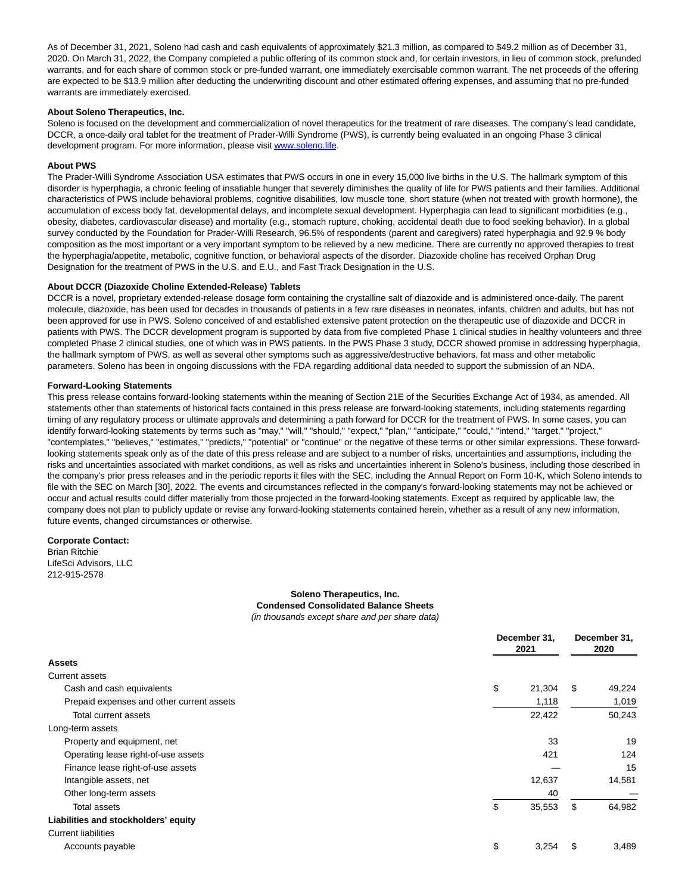As of December 31, 2021, Soleno had cash and cash equivalents of approximately $21.3 million, as compared to $49.2 million as of December 31, 2020. On March 31, 2022, the Company completed a public offering of its common stock and, for certain investors, in lieu of common stock, prefunded warrants, and for each share of common stock or pre-funded warrant, one immediately exercisable common warrant. The net proceeds of the offering are expected to be $13.9 million after deducting the underwriting discount and other estimated offering expenses, and assuming that no pre-funded warrants are immediately exercised.

**About Soleno Therapeutics, Inc.**

Soleno is focused on the development and commercialization of novel therapeutics for the treatment of rare diseases. The company's lead candidate, DCCR, a once-daily oral tablet for the treatment of Prader-Willi Syndrome (PWS), is currently being evaluated in an ongoing Phase 3 clinical development program. For more information, please visit www.soleno.life.

**About PWS**

The Prader-Willi Syndrome Association USA estimates that PWS occurs in one in every 15,000 live births in the U.S. The hallmark symptom of this disorder is hyperphagia, a chronic feeling of insatiable hunger that severely diminishes the quality of life for PWS patients and their families. Additional characteristics of PWS include behavioral problems, cognitive disabilities, low muscle tone, short stature (when not treated with growth hormone), the accumulation of excess body fat, developmental delays, and incomplete sexual development. Hyperphagia can lead to significant morbidities (e.g., obesity, diabetes, cardiovascular disease) and mortality (e.g., stomach rupture, choking, accidental death due to food seeking behavior). In a global survey conducted by the Foundation for Prader-Willi Research, 96.5% of respondents (parent and caregivers) rated hyperphagia and 92.9 % body composition as the most important or a very important symptom to be relieved by a new medicine. There are currently no approved therapies to treat the hyperphagia/appetite, metabolic, cognitive function, or behavioral aspects of the disorder. Diazoxide choline has received Orphan Drug Designation for the treatment of PWS in the U.S. and E.U., and Fast Track Designation in the U.S.

**About DCCR (Diazoxide Choline Extended-Release) Tablets**

DCCR is a novel, proprietary extended-release dosage form containing the crystalline salt of diazoxide and is administered once-daily. The parent molecule, diazoxide, has been used for decades in thousands of patients in a few rare diseases in neonates, infants, children and adults, but has not been approved for use in PWS. Soleno conceived of and established extensive patent protection on the therapeutic use of diazoxide and DCCR in patients with PWS. The DCCR development program is supported by data from five completed Phase 1 clinical studies in healthy volunteers and three completed Phase 2 clinical studies, one of which was in PWS patients. In the PWS Phase 3 study, DCCR showed promise in addressing hyperphagia, the hallmark symptom of PWS, as well as several other symptoms such as aggressive/destructive behaviors, fat mass and other metabolic parameters. Soleno has been in ongoing discussions with the FDA regarding additional data needed to support the submission of an NDA.

**Forward-Looking Statements**

This press release contains forward-looking statements within the meaning of Section 21E of the Securities Exchange Act of 1934, as amended. All statements other than statements of historical facts contained in this press release are forward-looking statements, including statements regarding timing of any regulatory process or ultimate approvals and determining a path forward for DCCR for the treatment of PWS. In some cases, you can identify forward-looking statements by terms such as "may," "will," "should," "expect," "plan," "anticipate," "could," "intend," "target," "project," "contemplates," "believes," "estimates," "predicts," "potential" or "continue" or the negative of these terms or other similar expressions. These forward-looking statements speak only as of the date of this press release and are subject to a number of risks, uncertainties and assumptions, including the risks and uncertainties associated with market conditions, as well as risks and uncertainties inherent in Soleno's business, including those described in the company's prior press releases and in the periodic reports it files with the SEC, including the Annual Report on Form 10-K, which Soleno intends to file with the SEC on March [30], 2022. The events and circumstances reflected in the company's forward-looking statements may not be achieved or occur and actual results could differ materially from those projected in the forward-looking statements. Except as required by applicable law, the company does not plan to publicly update or revise any forward-looking statements contained herein, whether as a result of any new information, future events, changed circumstances or otherwise.

**Corporate Contact:**
Brian Ritchie
LifeSci Advisors, LLC
212-915-2578

**Soleno Therapeutics, Inc.**
**Condensed Consolidated Balance Sheets**
*(in thousands except share and per share data)*

| | December 31, 2021 | December 31, 2020 |
|---|---|---|
| **Assets** | | |
| Current assets | | |
| Cash and cash equivalents | $ 21,304 | $ 49,224 |
| Prepaid expenses and other current assets | 1,118 | 1,019 |
| Total current assets | 22,422 | 50,243 |
| Long-term assets | | |
| Property and equipment, net | 33 | 19 |
| Operating lease right-of-use assets | 421 | 124 |
| Finance lease right-of-use assets | — | 15 |
| Intangible assets, net | 12,637 | 14,581 |
| Other long-term assets | 40 | — |
| Total assets | $ 35,553 | $ 64,982 |
| **Liabilities and stockholders' equity** | | |
| Current liabilities | | |
| Accounts payable | $ 3,254 | $ 3,489 |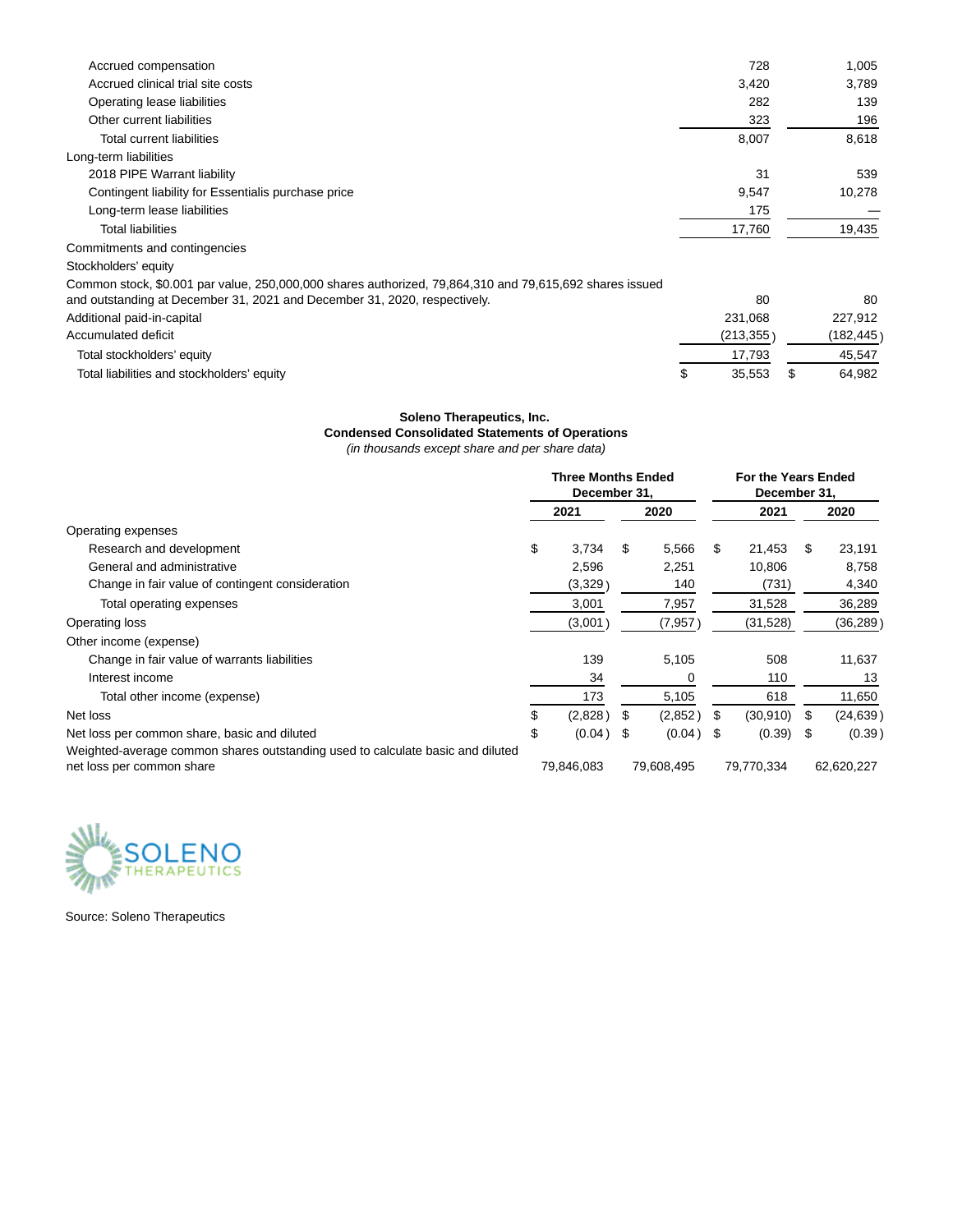| | | |
|---|---|---|
| Accrued compensation | 728 | 1,005 |
| Accrued clinical trial site costs | 3,420 | 3,789 |
| Operating lease liabilities | 282 | 139 |
| Other current liabilities | 323 | 196 |
| Total current liabilities | 8,007 | 8,618 |
| Long-term liabilities | | |
| 2018 PIPE Warrant liability | 31 | 539 |
| Contingent liability for Essentialis purchase price | 9,547 | 10,278 |
| Long-term lease liabilities | 175 | — |
| Total liabilities | 17,760 | 19,435 |
| Commitments and contingencies | | |
| Stockholders' equity | | |
| Common stock, $0.001 par value, 250,000,000 shares authorized, 79,864,310 and 79,615,692 shares issued and outstanding at December 31, 2021 and December 31, 2020, respectively. | 80 | 80 |
| Additional paid-in-capital | 231,068 | 227,912 |
| Accumulated deficit | (213,355) | (182,445) |
| Total stockholders' equity | 17,793 | 45,547 |
| Total liabilities and stockholders' equity | $ 35,553 | $ 64,982 |

**Soleno Therapeutics, Inc.**
**Condensed Consolidated Statements of Operations**
*(in thousands except share and per share data)*

| | Three Months Ended December 31, | | For the Years Ended December 31, | |
|---|---|---|---|---|
| | 2021 | 2020 | 2021 | 2020 |
| Operating expenses | | | | |
| Research and development | $ 3,734 | $ 5,566 | $ 21,453 | $ 23,191 |
| General and administrative | 2,596 | 2,251 | 10,806 | 8,758 |
| Change in fair value of contingent consideration | (3,329) | 140 | (731) | 4,340 |
| Total operating expenses | 3,001 | 7,957 | 31,528 | 36,289 |
| Operating loss | (3,001) | (7,957) | (31,528) | (36,289) |
| Other income (expense) | | | | |
| Change in fair value of warrants liabilities | 139 | 5,105 | 508 | 11,637 |
| Interest income | 34 | 0 | 110 | 13 |
| Total other income (expense) | 173 | 5,105 | 618 | 11,650 |
| Net loss | $ (2,828) | $ (2,852) | $ (30,910) | $ (24,639) |
| Net loss per common share, basic and diluted | $ (0.04) | $ (0.04) | $ (0.39) | $ (0.39) |
| Weighted-average common shares outstanding used to calculate basic and diluted net loss per common share | 79,846,083 | 79,608,495 | 79,770,334 | 62,620,227 |

SOLENO THERAPEUTICS

Source: Soleno Therapeutics